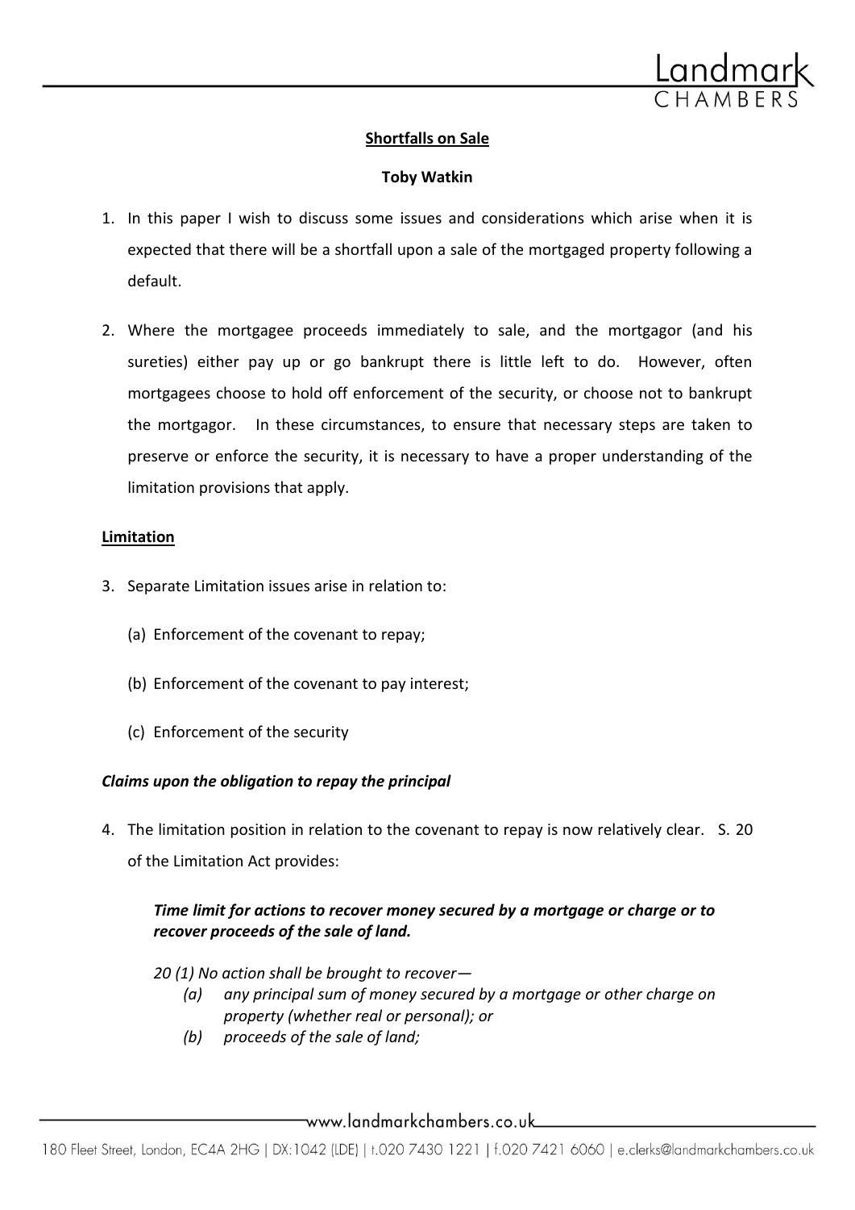**Shortfalls on Sale**

**Toby Watkin**

1. In this paper I wish to discuss some issues and considerations which arise when it is expected that there will be a shortfall upon a sale of the mortgaged property following a default.

2. Where the mortgagee proceeds immediately to sale, and the mortgagor (and his sureties) either pay up or go bankrupt there is little left to do. However, often mortgagees choose to hold off enforcement of the security, or choose not to bankrupt the mortgagor. In these circumstances, to ensure that necessary steps are taken to preserve or enforce the security, it is necessary to have a proper understanding of the limitation provisions that apply.

## Limitation

3. Separate Limitation issues arise in relation to:

   (a) Enforcement of the covenant to repay;

   (b) Enforcement of the covenant to pay interest;

   (c) Enforcement of the security

### *Claims upon the obligation to repay the principal*

4. The limitation position in relation to the covenant to repay is now relatively clear. S. 20 of the Limitation Act provides:

   ***Time limit for actions to recover money secured by a mortgage or charge or to recover proceeds of the sale of land.***

   *20 (1) No action shall be brought to recover—*

   *(a) any principal sum of money secured by a mortgage or other charge on property (whether real or personal); or*

   *(b) proceeds of the sale of land;*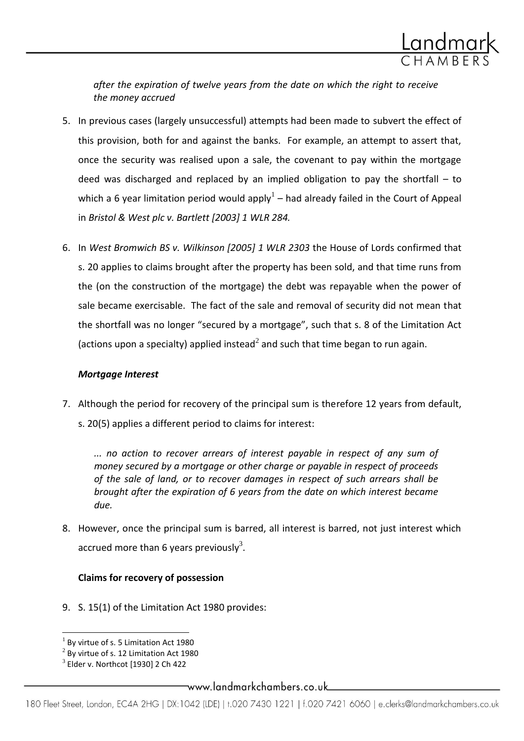*after the expiration of twelve years from the date on which the right to receive the money accrued*

5. In previous cases (largely unsuccessful) attempts had been made to subvert the effect of this provision, both for and against the banks. For example, an attempt to assert that, once the security was realised upon a sale, the covenant to pay within the mortgage deed was discharged and replaced by an implied obligation to pay the shortfall – to which a 6 year limitation period would apply[1] – had already failed in the Court of Appeal in *Bristol & West plc v. Bartlett [2003] 1 WLR 284.*

6. In *West Bromwich BS v. Wilkinson [2005] 1 WLR 2303* the House of Lords confirmed that s. 20 applies to claims brought after the property has been sold, and that time runs from the (on the construction of the mortgage) the debt was repayable when the power of sale became exercisable. The fact of the sale and removal of security did not mean that the shortfall was no longer "secured by a mortgage", such that s. 8 of the Limitation Act (actions upon a specialty) applied instead[2] and such that time began to run again.

***Mortgage Interest***

7. Although the period for recovery of the principal sum is therefore 12 years from default, s. 20(5) applies a different period to claims for interest:

   *... no action to recover arrears of interest payable in respect of any sum of money secured by a mortgage or other charge or payable in respect of proceeds of the sale of land, or to recover damages in respect of such arrears shall be brought after the expiration of 6 years from the date on which interest became due.*

8. However, once the principal sum is barred, all interest is barred, not just interest which accrued more than 6 years previously[3].

**Claims for recovery of possession**

9. S. 15(1) of the Limitation Act 1980 provides:

[1] By virtue of s. 5 Limitation Act 1980
[2] By virtue of s. 12 Limitation Act 1980
[3] Elder v. Northcot [1930] 2 Ch 422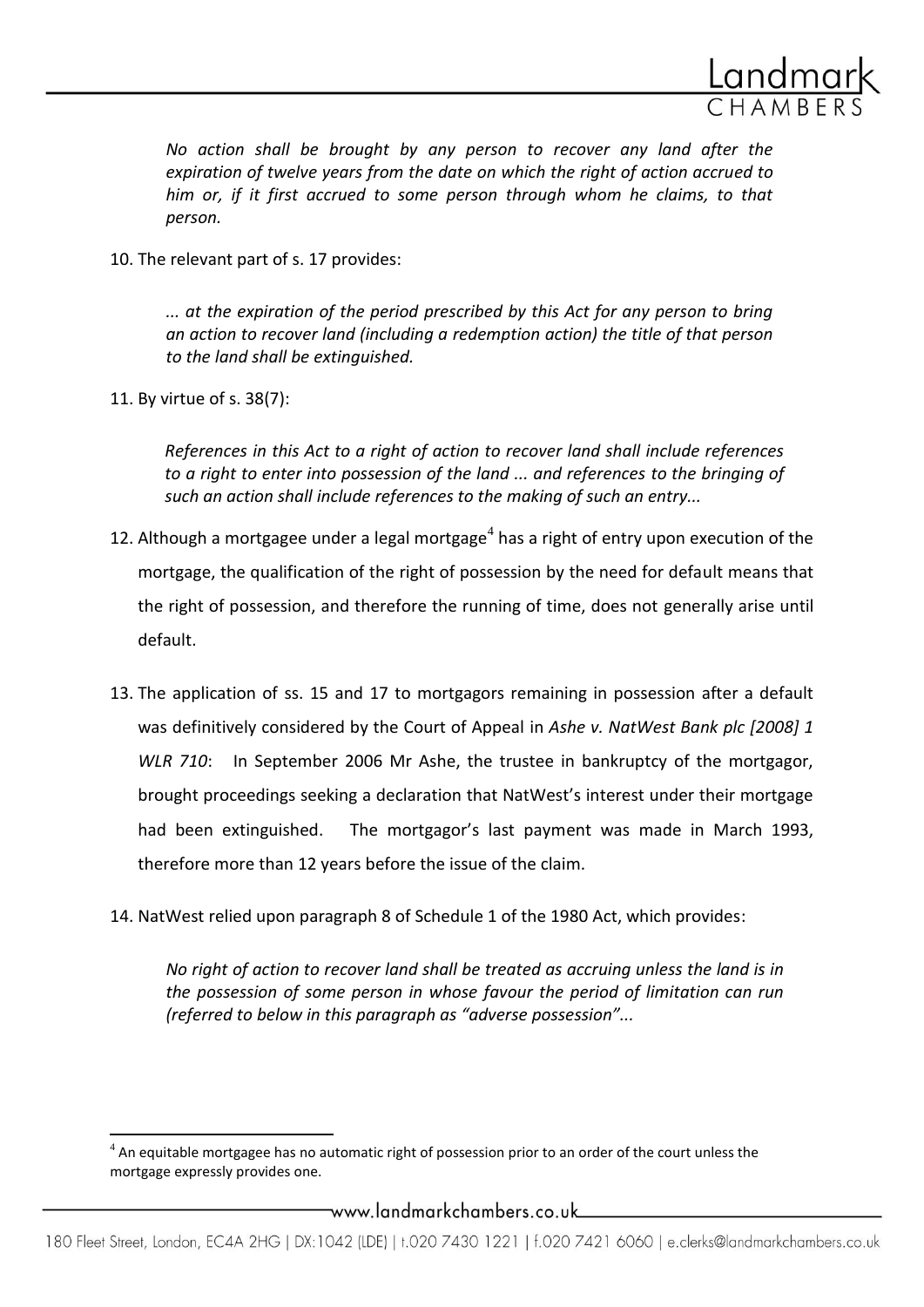*No action shall be brought by any person to recover any land after the expiration of twelve years from the date on which the right of action accrued to him or, if it first accrued to some person through whom he claims, to that person.*

10. The relevant part of s. 17 provides:

    *... at the expiration of the period prescribed by this Act for any person to bring an action to recover land (including a redemption action) the title of that person to the land shall be extinguished.*

11. By virtue of s. 38(7):

    *References in this Act to a right of action to recover land shall include references to a right to enter into possession of the land ... and references to the bringing of such an action shall include references to the making of such an entry...*

12. Although a mortgagee under a legal mortgage[4] has a right of entry upon execution of the mortgage, the qualification of the right of possession by the need for default means that the right of possession, and therefore the running of time, does not generally arise until default.

13. The application of ss. 15 and 17 to mortgagors remaining in possession after a default was definitively considered by the Court of Appeal in *Ashe v. NatWest Bank plc [2008] 1 WLR 710*: In September 2006 Mr Ashe, the trustee in bankruptcy of the mortgagor, brought proceedings seeking a declaration that NatWest's interest under their mortgage had been extinguished. The mortgagor's last payment was made in March 1993, therefore more than 12 years before the issue of the claim.

14. NatWest relied upon paragraph 8 of Schedule 1 of the 1980 Act, which provides:

    *No right of action to recover land shall be treated as accruing unless the land is in the possession of some person in whose favour the period of limitation can run (referred to below in this paragraph as "adverse possession"...*

[4] An equitable mortgagee has no automatic right of possession prior to an order of the court unless the mortgage expressly provides one.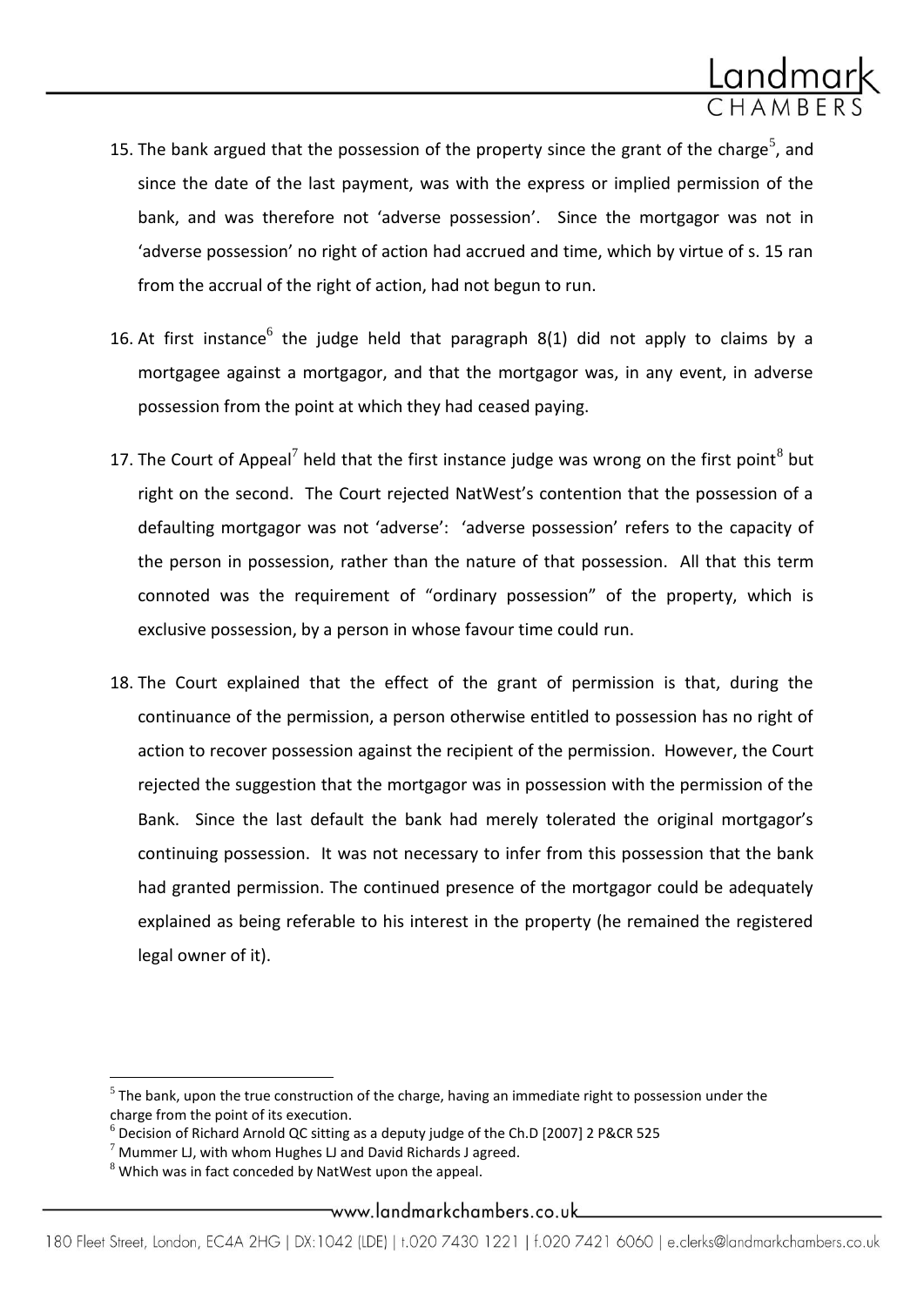15. The bank argued that the possession of the property since the grant of the charge[5], and since the date of the last payment, was with the express or implied permission of the bank, and was therefore not 'adverse possession'. Since the mortgagor was not in 'adverse possession' no right of action had accrued and time, which by virtue of s. 15 ran from the accrual of the right of action, had not begun to run.

16. At first instance[6] the judge held that paragraph 8(1) did not apply to claims by a mortgagee against a mortgagor, and that the mortgagor was, in any event, in adverse possession from the point at which they had ceased paying.

17. The Court of Appeal[7] held that the first instance judge was wrong on the first point[8] but right on the second. The Court rejected NatWest's contention that the possession of a defaulting mortgagor was not 'adverse': 'adverse possession' refers to the capacity of the person in possession, rather than the nature of that possession. All that this term connoted was the requirement of "ordinary possession" of the property, which is exclusive possession, by a person in whose favour time could run.

18. The Court explained that the effect of the grant of permission is that, during the continuance of the permission, a person otherwise entitled to possession has no right of action to recover possession against the recipient of the permission. However, the Court rejected the suggestion that the mortgagor was in possession with the permission of the Bank. Since the last default the bank had merely tolerated the original mortgagor's continuing possession. It was not necessary to infer from this possession that the bank had granted permission. The continued presence of the mortgagor could be adequately explained as being referable to his interest in the property (he remained the registered legal owner of it).

---

[5] The bank, upon the true construction of the charge, having an immediate right to possession under the charge from the point of its execution.

[6] Decision of Richard Arnold QC sitting as a deputy judge of the Ch.D [2007] 2 P&CR 525

[7] Mummer LJ, with whom Hughes LJ and David Richards J agreed.

[8] Which was in fact conceded by NatWest upon the appeal.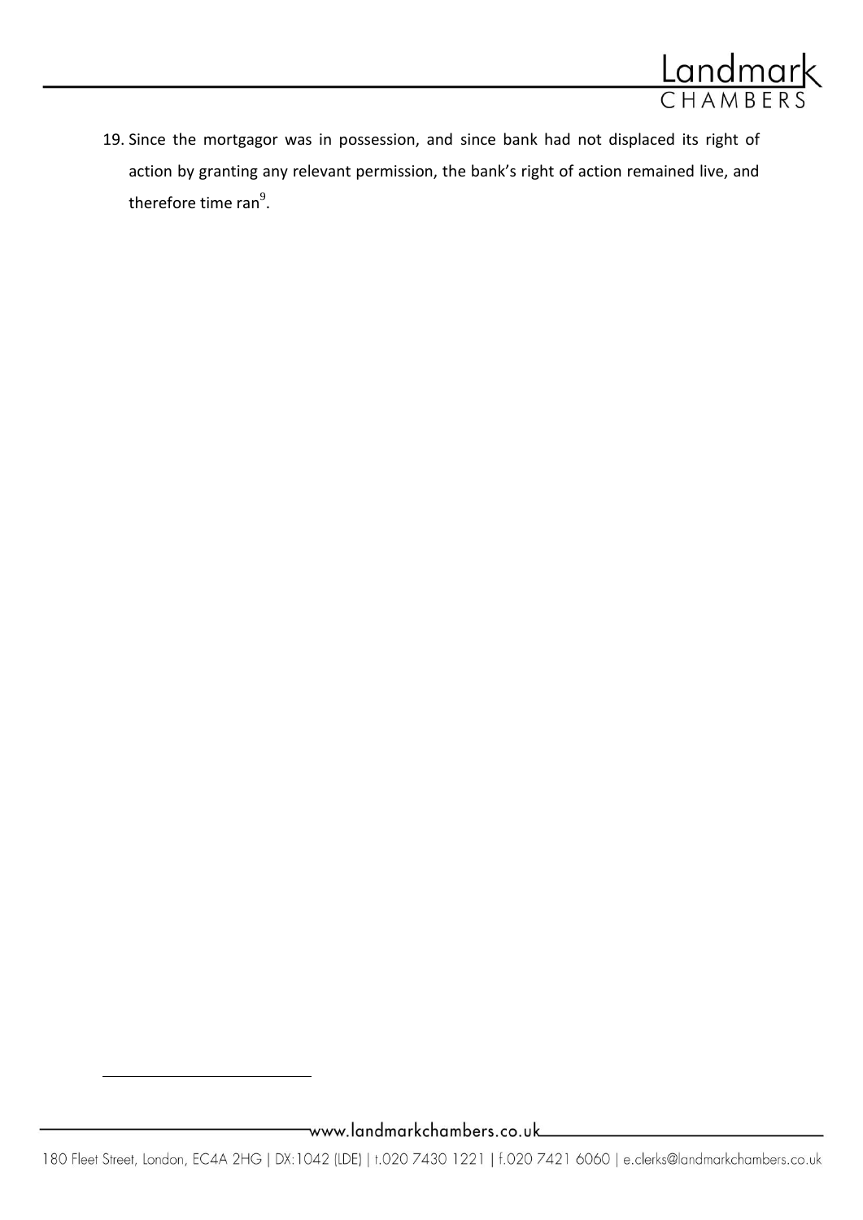19. Since the mortgagor was in possession, and since bank had not displaced its right of action by granting any relevant permission, the bank's right of action remained live, and therefore time ran[9].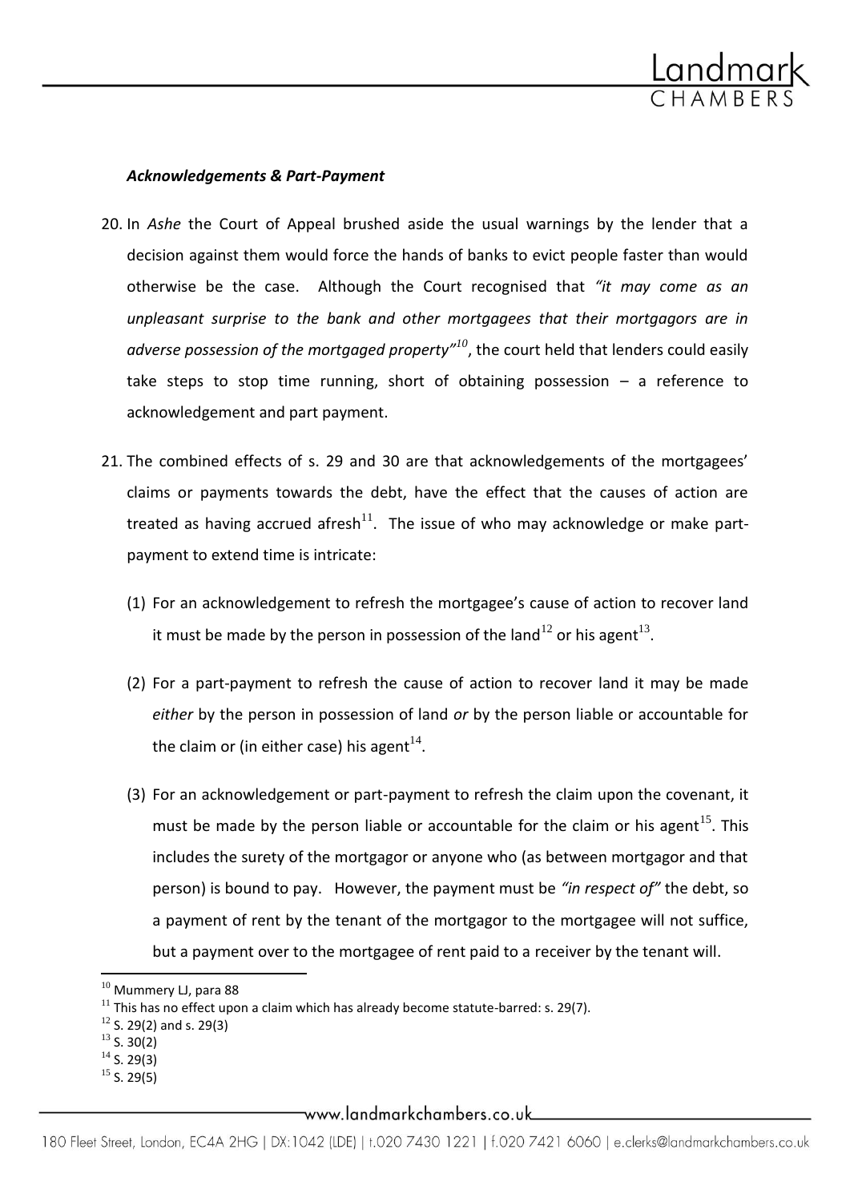***Acknowledgements & Part-Payment***

20. In *Ashe* the Court of Appeal brushed aside the usual warnings by the lender that a decision against them would force the hands of banks to evict people faster than would otherwise be the case. Although the Court recognised that *"it may come as an unpleasant surprise to the bank and other mortgagees that their mortgagors are in adverse possession of the mortgaged property"*[10], the court held that lenders could easily take steps to stop time running, short of obtaining possession – a reference to acknowledgement and part payment.

21. The combined effects of s. 29 and 30 are that acknowledgements of the mortgagees' claims or payments towards the debt, have the effect that the causes of action are treated as having accrued afresh[11]. The issue of who may acknowledge or make part-payment to extend time is intricate:

    (1) For an acknowledgement to refresh the mortgagee's cause of action to recover land it must be made by the person in possession of the land[12] or his agent[13].

    (2) For a part-payment to refresh the cause of action to recover land it may be made *either* by the person in possession of land *or* by the person liable or accountable for the claim or (in either case) his agent[14].

    (3) For an acknowledgement or part-payment to refresh the claim upon the covenant, it must be made by the person liable or accountable for the claim or his agent[15]. This includes the surety of the mortgagor or anyone who (as between mortgagor and that person) is bound to pay. However, the payment must be *"in respect of"* the debt, so a payment of rent by the tenant of the mortgagor to the mortgagee will not suffice, but a payment over to the mortgagee of rent paid to a receiver by the tenant will.

---

[10] Mummery LJ, para 88
[11] This has no effect upon a claim which has already become statute-barred: s. 29(7).
[12] S. 29(2) and s. 29(3)
[13] S. 30(2)
[14] S. 29(3)
[15] S. 29(5)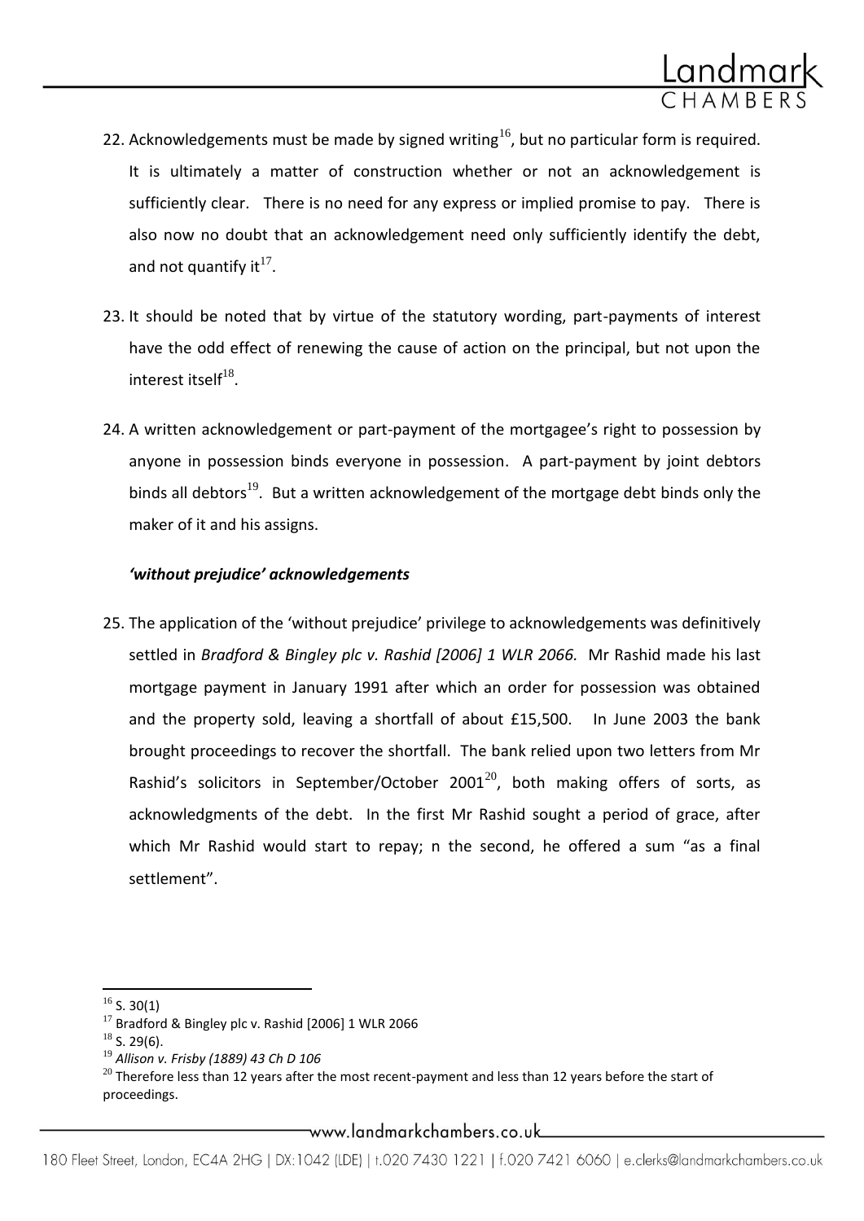22. Acknowledgements must be made by signed writing[16], but no particular form is required. It is ultimately a matter of construction whether or not an acknowledgement is sufficiently clear. There is no need for any express or implied promise to pay. There is also now no doubt that an acknowledgement need only sufficiently identify the debt, and not quantify it[17].

23. It should be noted that by virtue of the statutory wording, part-payments of interest have the odd effect of renewing the cause of action on the principal, but not upon the interest itself[18].

24. A written acknowledgement or part-payment of the mortgagee's right to possession by anyone in possession binds everyone in possession. A part-payment by joint debtors binds all debtors[19]. But a written acknowledgement of the mortgage debt binds only the maker of it and his assigns.

***'without prejudice' acknowledgements***

25. The application of the 'without prejudice' privilege to acknowledgements was definitively settled in *Bradford & Bingley plc v. Rashid [2006] 1 WLR 2066.* Mr Rashid made his last mortgage payment in January 1991 after which an order for possession was obtained and the property sold, leaving a shortfall of about £15,500. In June 2003 the bank brought proceedings to recover the shortfall. The bank relied upon two letters from Mr Rashid's solicitors in September/October 2001[20], both making offers of sorts, as acknowledgments of the debt. In the first Mr Rashid sought a period of grace, after which Mr Rashid would start to repay; n the second, he offered a sum "as a final settlement".

---

[16] S. 30(1)

[17] Bradford & Bingley plc v. Rashid [2006] 1 WLR 2066

[18] S. 29(6).

[19] *Allison v. Frisby (1889) 43 Ch D 106*

[20] Therefore less than 12 years after the most recent-payment and less than 12 years before the start of proceedings.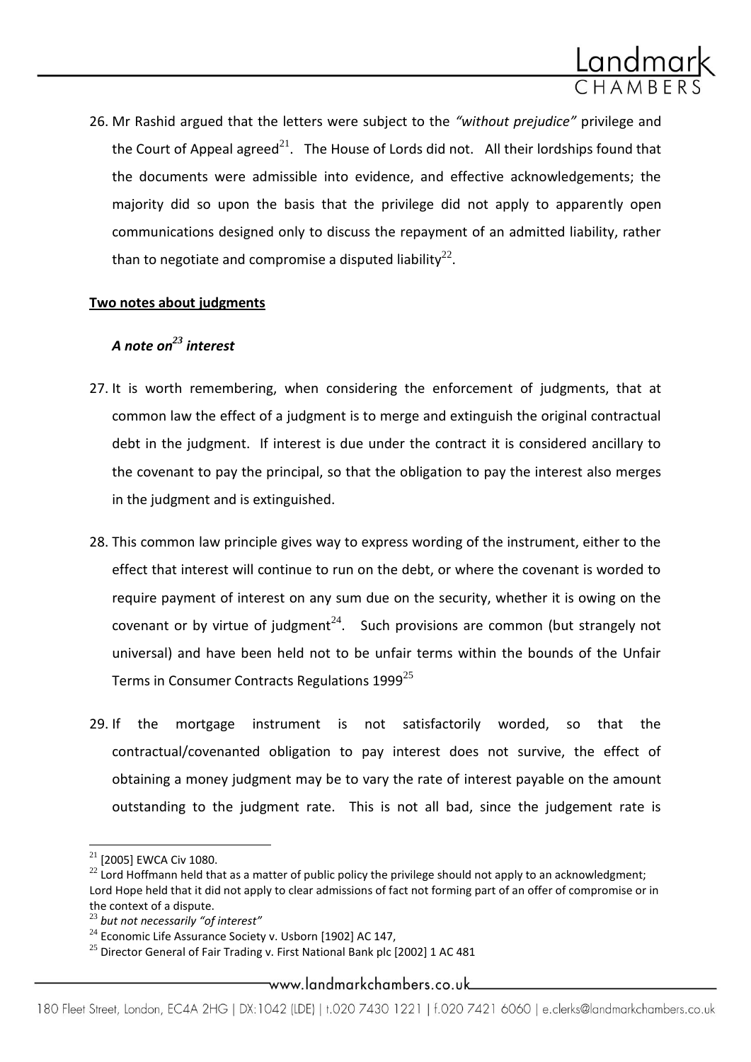26. Mr Rashid argued that the letters were subject to the *"without prejudice"* privilege and the Court of Appeal agreed[21]. The House of Lords did not. All their lordships found that the documents were admissible into evidence, and effective acknowledgements; the majority did so upon the basis that the privilege did not apply to apparently open communications designed only to discuss the repayment of an admitted liability, rather than to negotiate and compromise a disputed liability[22].

**Two notes about judgments**

***A note on[23] interest***

27. It is worth remembering, when considering the enforcement of judgments, that at common law the effect of a judgment is to merge and extinguish the original contractual debt in the judgment. If interest is due under the contract it is considered ancillary to the covenant to pay the principal, so that the obligation to pay the interest also merges in the judgment and is extinguished.

28. This common law principle gives way to express wording of the instrument, either to the effect that interest will continue to run on the debt, or where the covenant is worded to require payment of interest on any sum due on the security, whether it is owing on the covenant or by virtue of judgment[24]. Such provisions are common (but strangely not universal) and have been held not to be unfair terms within the bounds of the Unfair Terms in Consumer Contracts Regulations 1999[25]

29. If the mortgage instrument is not satisfactorily worded, so that the contractual/covenanted obligation to pay interest does not survive, the effect of obtaining a money judgment may be to vary the rate of interest payable on the amount outstanding to the judgment rate. This is not all bad, since the judgement rate is

---

[21] [2005] EWCA Civ 1080.

[22] Lord Hoffmann held that as a matter of public policy the privilege should not apply to an acknowledgment; Lord Hope held that it did not apply to clear admissions of fact not forming part of an offer of compromise or in the context of a dispute.

[23] *but not necessarily "of interest"*

[24] Economic Life Assurance Society v. Usborn [1902] AC 147,

[25] Director General of Fair Trading v. First National Bank plc [2002] 1 AC 481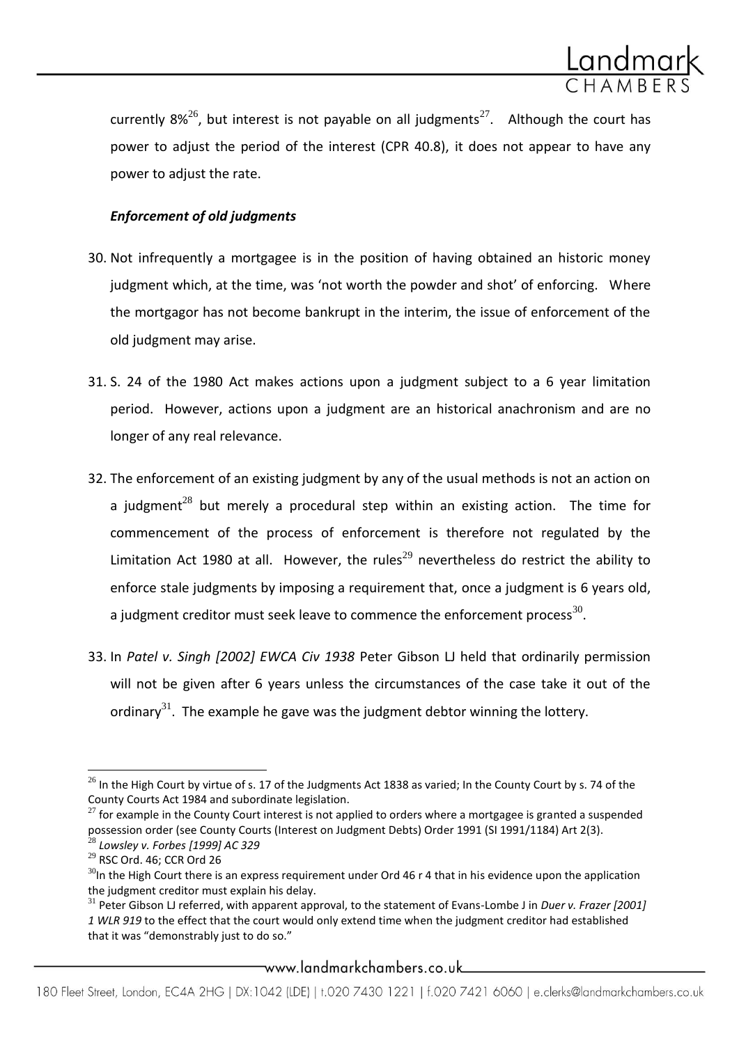currently 8%[26], but interest is not payable on all judgments[27]. Although the court has power to adjust the period of the interest (CPR 40.8), it does not appear to have any power to adjust the rate.

***Enforcement of old judgments***

30. Not infrequently a mortgagee is in the position of having obtained an historic money judgment which, at the time, was 'not worth the powder and shot' of enforcing. Where the mortgagor has not become bankrupt in the interim, the issue of enforcement of the old judgment may arise.

31. S. 24 of the 1980 Act makes actions upon a judgment subject to a 6 year limitation period. However, actions upon a judgment are an historical anachronism and are no longer of any real relevance.

32. The enforcement of an existing judgment by any of the usual methods is not an action on a judgment[28] but merely a procedural step within an existing action. The time for commencement of the process of enforcement is therefore not regulated by the Limitation Act 1980 at all. However, the rules[29] nevertheless do restrict the ability to enforce stale judgments by imposing a requirement that, once a judgment is 6 years old, a judgment creditor must seek leave to commence the enforcement process[30].

33. In *Patel v. Singh [2002] EWCA Civ 1938* Peter Gibson LJ held that ordinarily permission will not be given after 6 years unless the circumstances of the case take it out of the ordinary[31]. The example he gave was the judgment debtor winning the lottery.

---

[26] In the High Court by virtue of s. 17 of the Judgments Act 1838 as varied; In the County Court by s. 74 of the County Courts Act 1984 and subordinate legislation.

[27] for example in the County Court interest is not applied to orders where a mortgagee is granted a suspended possession order (see County Courts (Interest on Judgment Debts) Order 1991 (SI 1991/1184) Art 2(3).

[28] *Lowsley v. Forbes [1999] AC 329*

[29] RSC Ord. 46; CCR Ord 26

[30] In the High Court there is an express requirement under Ord 46 r 4 that in his evidence upon the application the judgment creditor must explain his delay.

[31] Peter Gibson LJ referred, with apparent approval, to the statement of Evans-Lombe J in *Duer v. Frazer [2001] 1 WLR 919* to the effect that the court would only extend time when the judgment creditor had established that it was "demonstrably just to do so."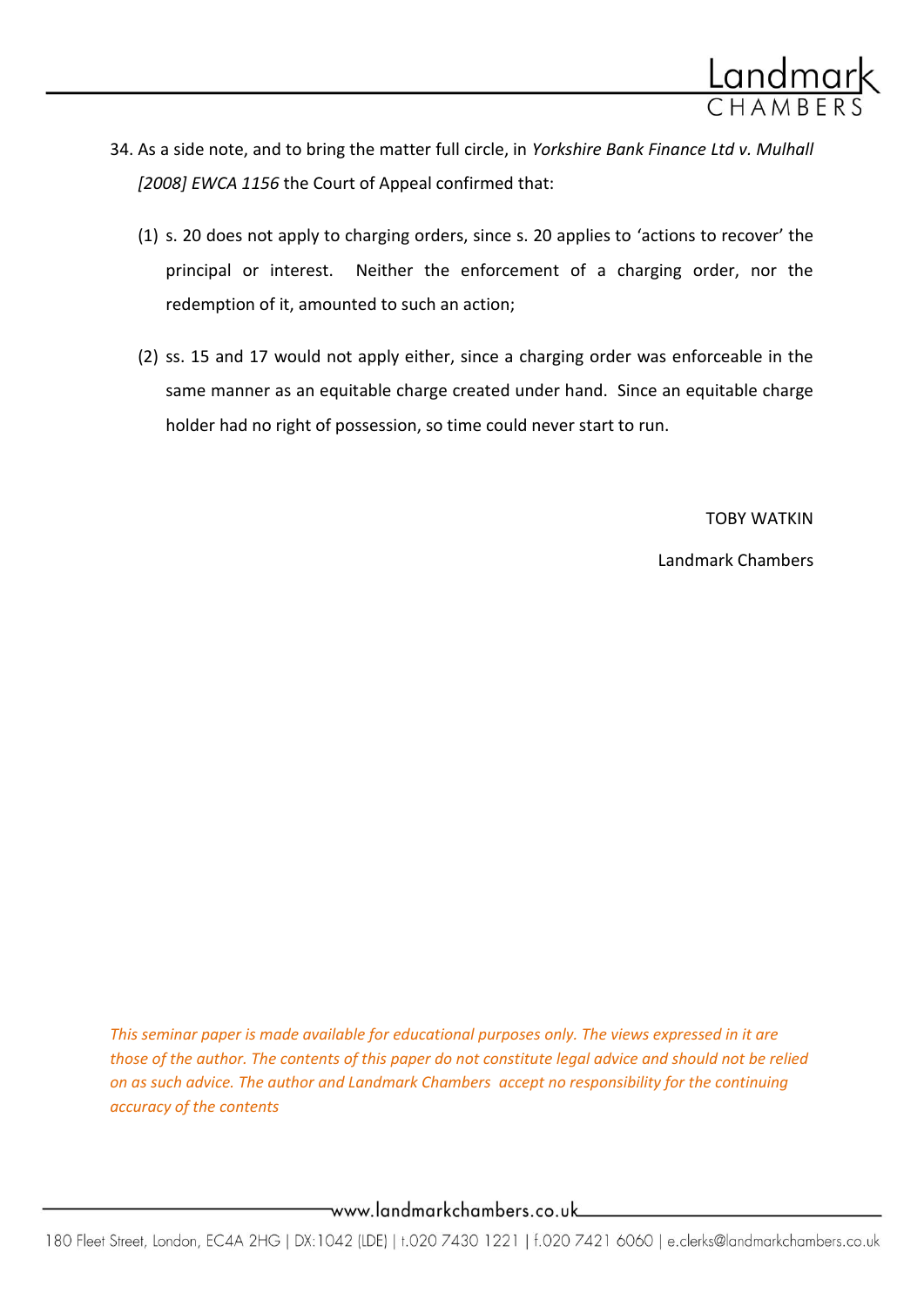34. As a side note, and to bring the matter full circle, in *Yorkshire Bank Finance Ltd v. Mulhall [2008] EWCA 1156* the Court of Appeal confirmed that:

   (1) s. 20 does not apply to charging orders, since s. 20 applies to 'actions to recover' the principal or interest. Neither the enforcement of a charging order, nor the redemption of it, amounted to such an action;

   (2) ss. 15 and 17 would not apply either, since a charging order was enforceable in the same manner as an equitable charge created under hand. Since an equitable charge holder had no right of possession, so time could never start to run.

TOBY WATKIN

Landmark Chambers

*This seminar paper is made available for educational purposes only. The views expressed in it are those of the author. The contents of this paper do not constitute legal advice and should not be relied on as such advice. The author and Landmark Chambers accept no responsibility for the continuing accuracy of the contents*